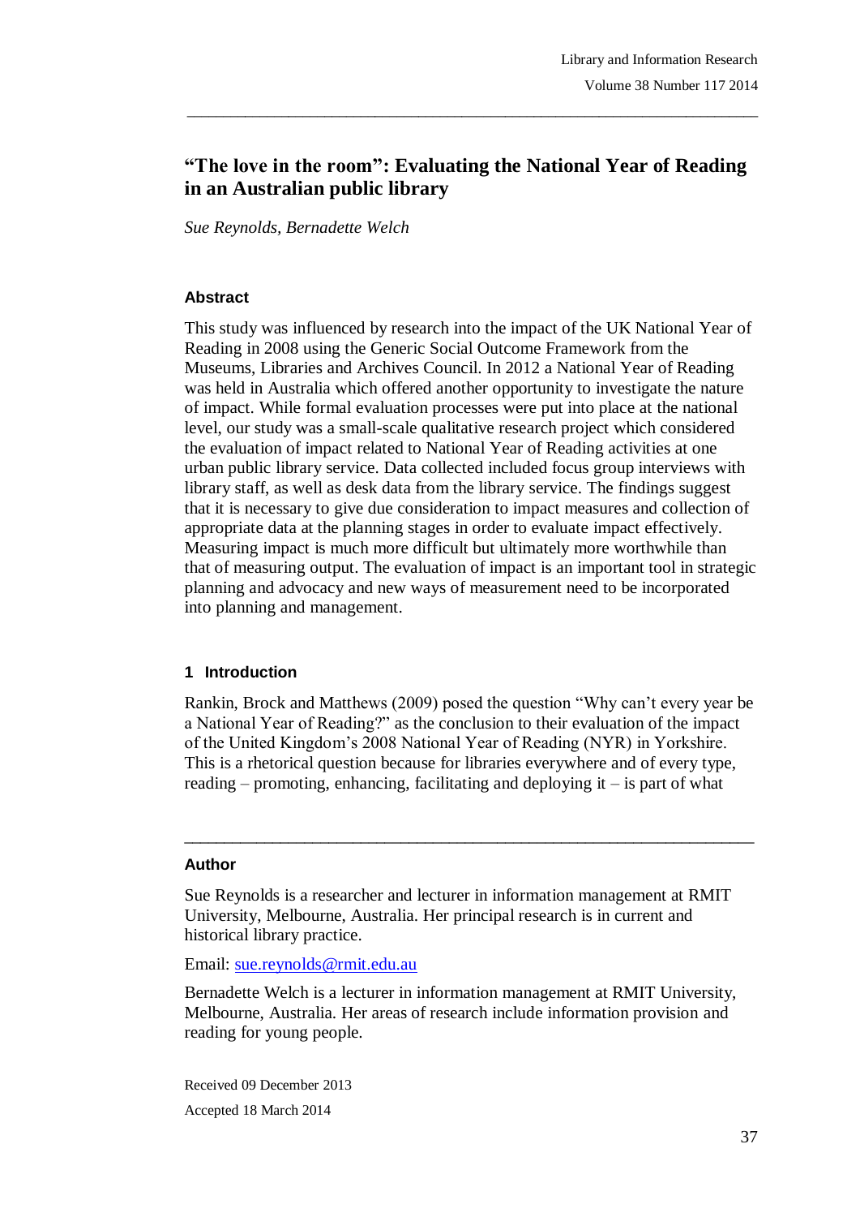# "The love in the room": Evaluating the National Year of Reading in an Australian public library

*Sue Reynolds, Bernadette Welch*

## Abstract

This study was influenced by research into the impact of the UK National Year of Reading in 2008 using the Generic Social Outcome Framework from the Museums, Libraries and Archives Council. In 2012 a National Year of Reading was held in Australia which offered another opportunity to investigate the nature of impact. While formal evaluation processes were put into place at the national level, our study was a small-scale qualitative research project which considered the evaluation of impact related to National Year of Reading activities at one urban public library service. Data collected included focus group interviews with library staff, as well as desk data from the library service. The findings suggest that it is necessary to give due consideration to impact measures and collection of appropriate data at the planning stages in order to evaluate impact effectively. Measuring impact is much more difficult but ultimately more worthwhile than that of measuring output. The evaluation of impact is an important tool in strategic planning and advocacy and new ways of measurement need to be incorporated into planning and management.

## 1 Introduction

Rankin, Brock and Matthews (2009) posed the question "Why can't every year be a National Year of Reading?" as the conclusion to their evaluation of the impact of the United Kingdom's 2008 National Year of Reading (NYR) in Yorkshire. This is a rhetorical question because for libraries everywhere and of every type, reading – promoting, enhancing, facilitating and deploying it – is part of what

---

## Author

Sue Reynolds is a researcher and lecturer in information management at RMIT University, Melbourne, Australia. Her principal research is in current and historical library practice.

Email: sue.reynolds@rmit.edu.au

Bernadette Welch is a lecturer in information management at RMIT University, Melbourne, Australia. Her areas of research include information provision and reading for young people.

Received 09 December 2013

Accepted 18 March 2014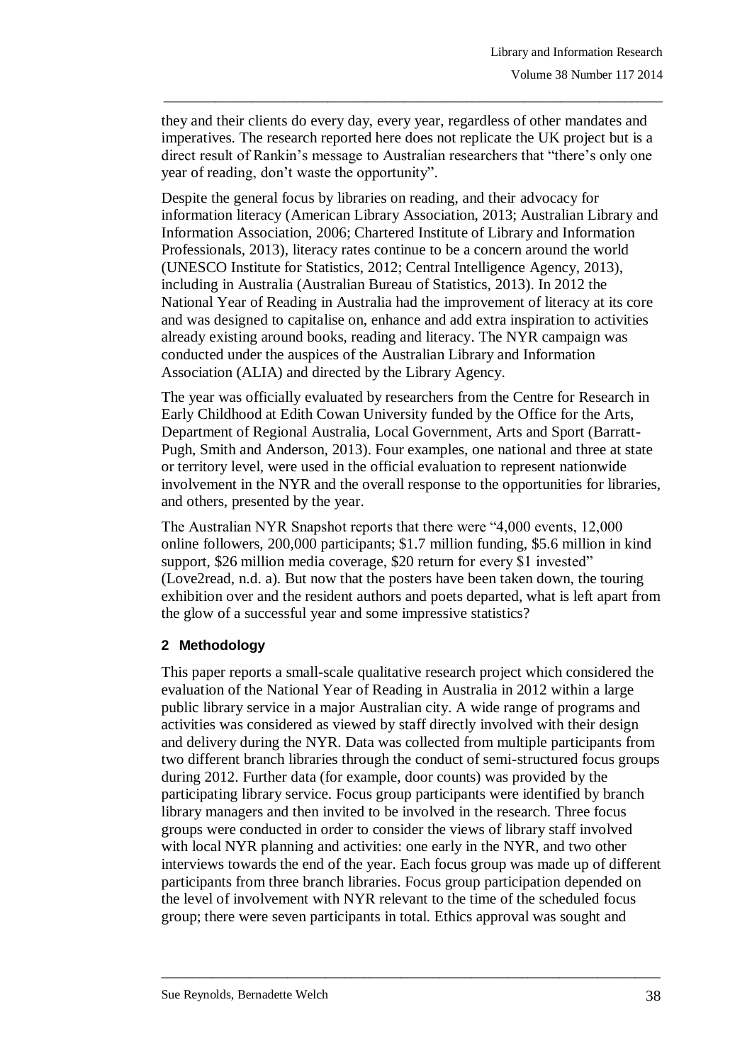they and their clients do every day, every year, regardless of other mandates and imperatives. The research reported here does not replicate the UK project but is a direct result of Rankin's message to Australian researchers that "there's only one year of reading, don't waste the opportunity".

Despite the general focus by libraries on reading, and their advocacy for information literacy (American Library Association, 2013; Australian Library and Information Association, 2006; Chartered Institute of Library and Information Professionals, 2013), literacy rates continue to be a concern around the world (UNESCO Institute for Statistics, 2012; Central Intelligence Agency, 2013), including in Australia (Australian Bureau of Statistics, 2013). In 2012 the National Year of Reading in Australia had the improvement of literacy at its core and was designed to capitalise on, enhance and add extra inspiration to activities already existing around books, reading and literacy. The NYR campaign was conducted under the auspices of the Australian Library and Information Association (ALIA) and directed by the Library Agency.

The year was officially evaluated by researchers from the Centre for Research in Early Childhood at Edith Cowan University funded by the Office for the Arts, Department of Regional Australia, Local Government, Arts and Sport (Barratt-Pugh, Smith and Anderson, 2013). Four examples, one national and three at state or territory level, were used in the official evaluation to represent nationwide involvement in the NYR and the overall response to the opportunities for libraries, and others, presented by the year.

The Australian NYR Snapshot reports that there were "4,000 events, 12,000 online followers, 200,000 participants; $1.7 million funding, $5.6 million in kind support, $26 million media coverage, $20 return for every $1 invested" (Love2read, n.d. a). But now that the posters have been taken down, the touring exhibition over and the resident authors and poets departed, what is left apart from the glow of a successful year and some impressive statistics?

## 2 Methodology

This paper reports a small-scale qualitative research project which considered the evaluation of the National Year of Reading in Australia in 2012 within a large public library service in a major Australian city. A wide range of programs and activities was considered as viewed by staff directly involved with their design and delivery during the NYR. Data was collected from multiple participants from two different branch libraries through the conduct of semi-structured focus groups during 2012. Further data (for example, door counts) was provided by the participating library service. Focus group participants were identified by branch library managers and then invited to be involved in the research. Three focus groups were conducted in order to consider the views of library staff involved with local NYR planning and activities: one early in the NYR, and two other interviews towards the end of the year. Each focus group was made up of different participants from three branch libraries. Focus group participation depended on the level of involvement with NYR relevant to the time of the scheduled focus group; there were seven participants in total. Ethics approval was sought and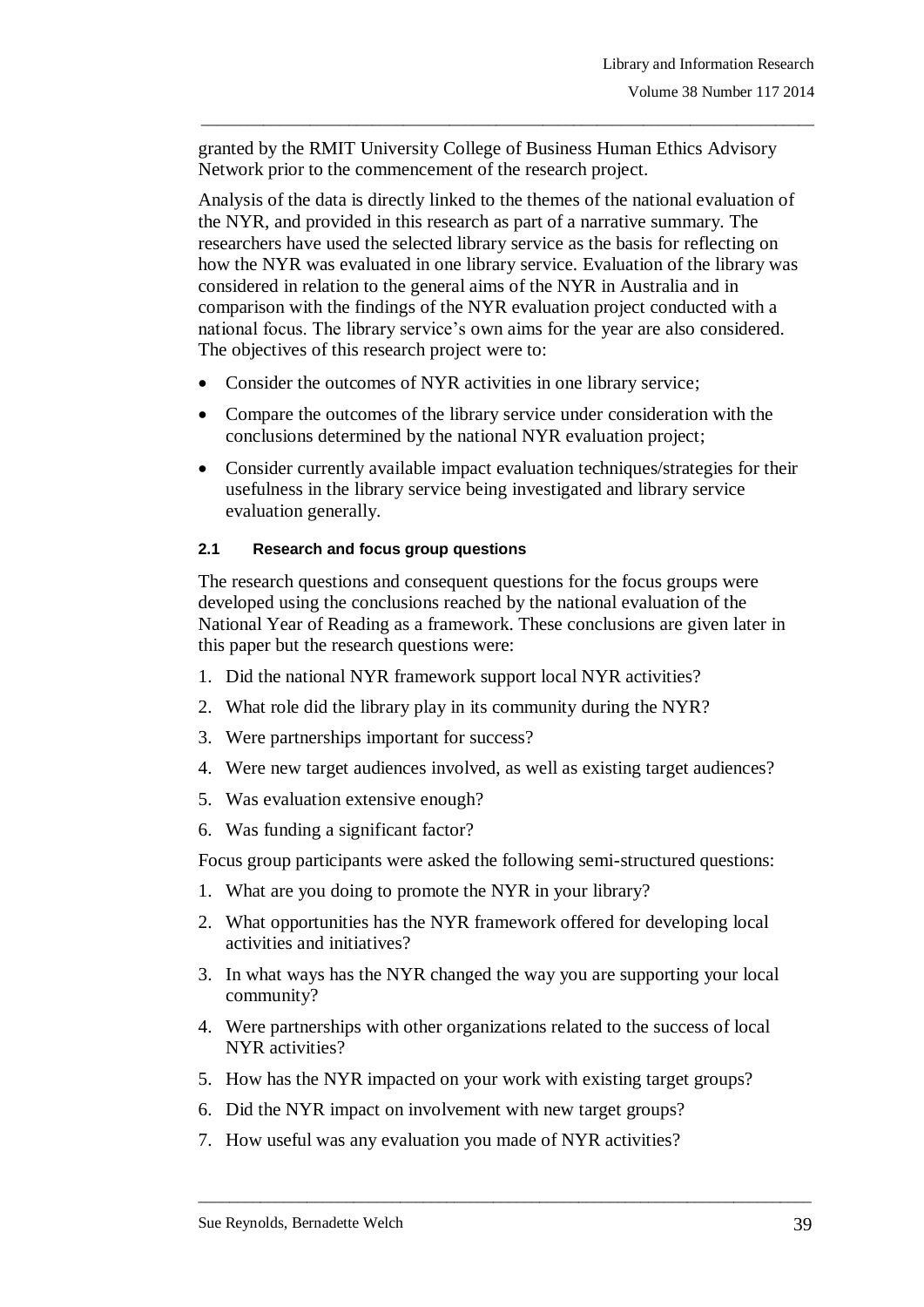granted by the RMIT University College of Business Human Ethics Advisory Network prior to the commencement of the research project.

Analysis of the data is directly linked to the themes of the national evaluation of the NYR, and provided in this research as part of a narrative summary. The researchers have used the selected library service as the basis for reflecting on how the NYR was evaluated in one library service. Evaluation of the library was considered in relation to the general aims of the NYR in Australia and in comparison with the findings of the NYR evaluation project conducted with a national focus. The library service's own aims for the year are also considered. The objectives of this research project were to:

- Consider the outcomes of NYR activities in one library service;
- Compare the outcomes of the library service under consideration with the conclusions determined by the national NYR evaluation project;
- Consider currently available impact evaluation techniques/strategies for their usefulness in the library service being investigated and library service evaluation generally.

### 2.1 Research and focus group questions

The research questions and consequent questions for the focus groups were developed using the conclusions reached by the national evaluation of the National Year of Reading as a framework. These conclusions are given later in this paper but the research questions were:

1. Did the national NYR framework support local NYR activities?
2. What role did the library play in its community during the NYR?
3. Were partnerships important for success?
4. Were new target audiences involved, as well as existing target audiences?
5. Was evaluation extensive enough?
6. Was funding a significant factor?

Focus group participants were asked the following semi-structured questions:

1. What are you doing to promote the NYR in your library?
2. What opportunities has the NYR framework offered for developing local activities and initiatives?
3. In what ways has the NYR changed the way you are supporting your local community?
4. Were partnerships with other organizations related to the success of local NYR activities?
5. How has the NYR impacted on your work with existing target groups?
6. Did the NYR impact on involvement with new target groups?
7. How useful was any evaluation you made of NYR activities?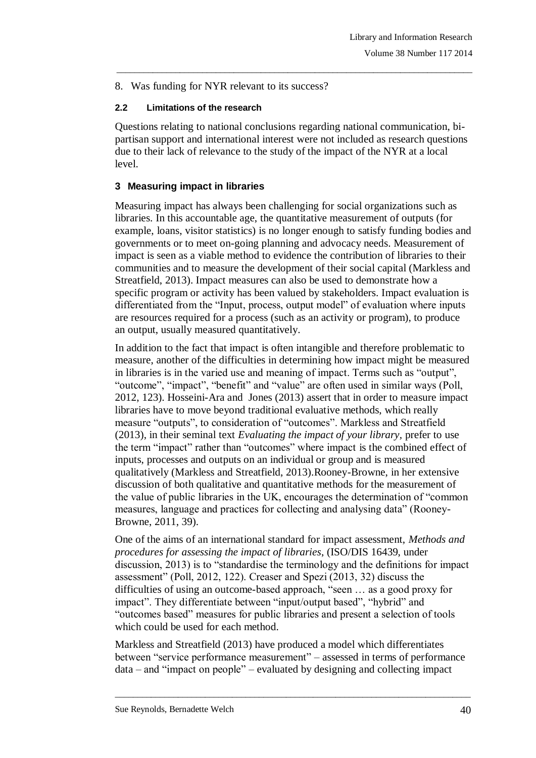8. Was funding for NYR relevant to its success?

### 2.2 Limitations of the research

Questions relating to national conclusions regarding national communication, bi-partisan support and international interest were not included as research questions due to their lack of relevance to the study of the impact of the NYR at a local level.

## 3 Measuring impact in libraries

Measuring impact has always been challenging for social organizations such as libraries. In this accountable age, the quantitative measurement of outputs (for example, loans, visitor statistics) is no longer enough to satisfy funding bodies and governments or to meet on-going planning and advocacy needs. Measurement of impact is seen as a viable method to evidence the contribution of libraries to their communities and to measure the development of their social capital (Markless and Streatfield, 2013). Impact measures can also be used to demonstrate how a specific program or activity has been valued by stakeholders. Impact evaluation is differentiated from the "Input, process, output model" of evaluation where inputs are resources required for a process (such as an activity or program), to produce an output, usually measured quantitatively.

In addition to the fact that impact is often intangible and therefore problematic to measure, another of the difficulties in determining how impact might be measured in libraries is in the varied use and meaning of impact. Terms such as "output", "outcome", "impact", "benefit" and "value" are often used in similar ways (Poll, 2012, 123). Hosseini-Ara and Jones (2013) assert that in order to measure impact libraries have to move beyond traditional evaluative methods, which really measure "outputs", to consideration of "outcomes". Markless and Streatfield (2013), in their seminal text *Evaluating the impact of your library,* prefer to use the term "impact" rather than "outcomes" where impact is the combined effect of inputs, processes and outputs on an individual or group and is measured qualitatively (Markless and Streatfield, 2013).Rooney-Browne, in her extensive discussion of both qualitative and quantitative methods for the measurement of the value of public libraries in the UK, encourages the determination of "common measures, language and practices for collecting and analysing data" (Rooney-Browne, 2011, 39).

One of the aims of an international standard for impact assessment, *Methods and procedures for assessing the impact of libraries*, (ISO/DIS 16439, under discussion, 2013) is to "standardise the terminology and the definitions for impact assessment" (Poll, 2012, 122). Creaser and Spezi (2013, 32) discuss the difficulties of using an outcome-based approach, "seen … as a good proxy for impact". They differentiate between "input/output based", "hybrid" and "outcomes based" measures for public libraries and present a selection of tools which could be used for each method.

Markless and Streatfield (2013) have produced a model which differentiates between "service performance measurement" – assessed in terms of performance data – and "impact on people" – evaluated by designing and collecting impact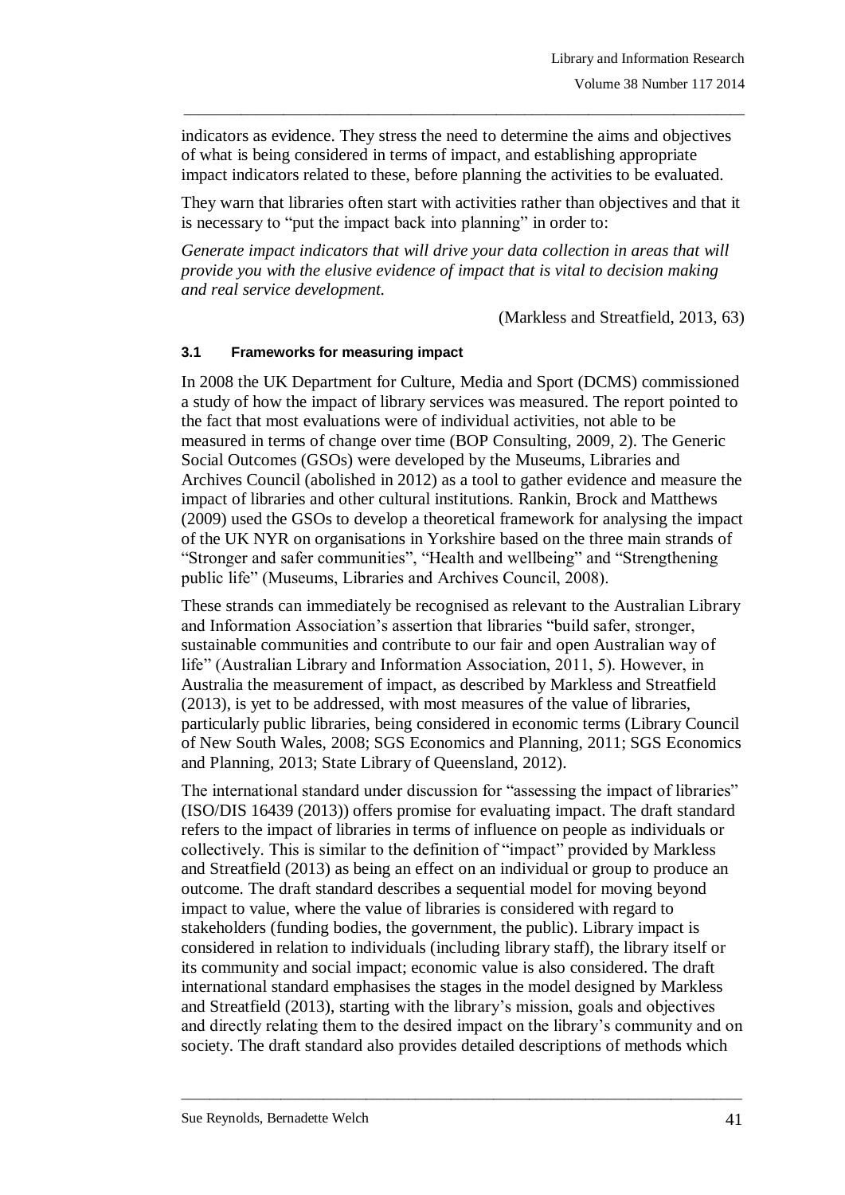indicators as evidence. They stress the need to determine the aims and objectives of what is being considered in terms of impact, and establishing appropriate impact indicators related to these, before planning the activities to be evaluated.

They warn that libraries often start with activities rather than objectives and that it is necessary to "put the impact back into planning" in order to:

*Generate impact indicators that will drive your data collection in areas that will provide you with the elusive evidence of impact that is vital to decision making and real service development.*

(Markless and Streatfield, 2013, 63)

### 3.1 Frameworks for measuring impact

In 2008 the UK Department for Culture, Media and Sport (DCMS) commissioned a study of how the impact of library services was measured. The report pointed to the fact that most evaluations were of individual activities, not able to be measured in terms of change over time (BOP Consulting, 2009, 2). The Generic Social Outcomes (GSOs) were developed by the Museums, Libraries and Archives Council (abolished in 2012) as a tool to gather evidence and measure the impact of libraries and other cultural institutions. Rankin, Brock and Matthews (2009) used the GSOs to develop a theoretical framework for analysing the impact of the UK NYR on organisations in Yorkshire based on the three main strands of "Stronger and safer communities", "Health and wellbeing" and "Strengthening public life" (Museums, Libraries and Archives Council, 2008).

These strands can immediately be recognised as relevant to the Australian Library and Information Association's assertion that libraries "build safer, stronger, sustainable communities and contribute to our fair and open Australian way of life" (Australian Library and Information Association, 2011, 5). However, in Australia the measurement of impact, as described by Markless and Streatfield (2013), is yet to be addressed, with most measures of the value of libraries, particularly public libraries, being considered in economic terms (Library Council of New South Wales, 2008; SGS Economics and Planning, 2011; SGS Economics and Planning, 2013; State Library of Queensland, 2012).

The international standard under discussion for "assessing the impact of libraries" (ISO/DIS 16439 (2013)) offers promise for evaluating impact. The draft standard refers to the impact of libraries in terms of influence on people as individuals or collectively. This is similar to the definition of "impact" provided by Markless and Streatfield (2013) as being an effect on an individual or group to produce an outcome. The draft standard describes a sequential model for moving beyond impact to value, where the value of libraries is considered with regard to stakeholders (funding bodies, the government, the public). Library impact is considered in relation to individuals (including library staff), the library itself or its community and social impact; economic value is also considered. The draft international standard emphasises the stages in the model designed by Markless and Streatfield (2013), starting with the library's mission, goals and objectives and directly relating them to the desired impact on the library's community and on society. The draft standard also provides detailed descriptions of methods which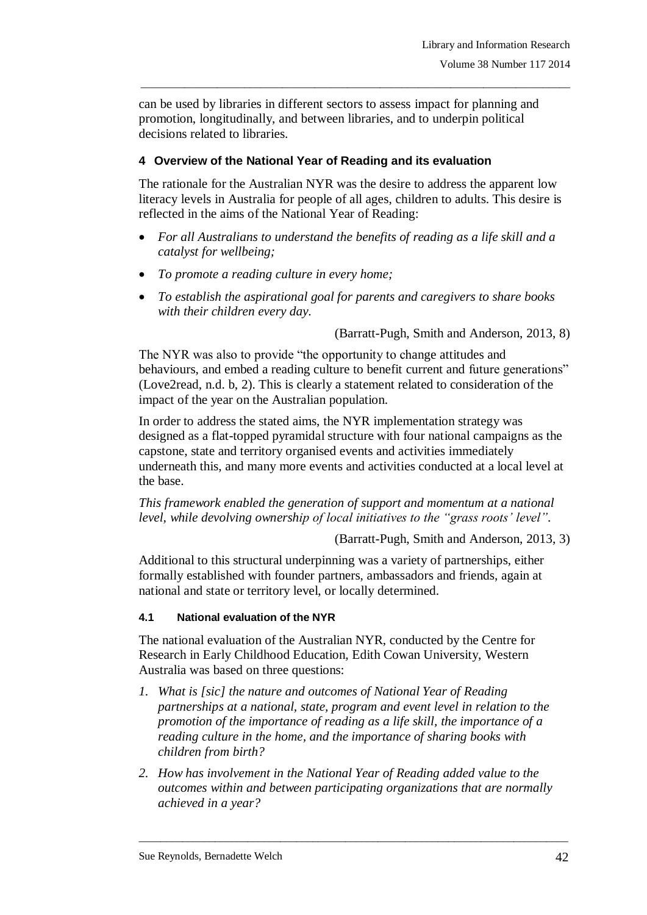can be used by libraries in different sectors to assess impact for planning and promotion, longitudinally, and between libraries, and to underpin political decisions related to libraries.

## 4 Overview of the National Year of Reading and its evaluation

The rationale for the Australian NYR was the desire to address the apparent low literacy levels in Australia for people of all ages, children to adults. This desire is reflected in the aims of the National Year of Reading:

- *For all Australians to understand the benefits of reading as a life skill and a catalyst for wellbeing;*
- *To promote a reading culture in every home;*
- *To establish the aspirational goal for parents and caregivers to share books with their children every day.*

(Barratt-Pugh, Smith and Anderson, 2013, 8)

The NYR was also to provide "the opportunity to change attitudes and behaviours, and embed a reading culture to benefit current and future generations" (Love2read, n.d. b, 2). This is clearly a statement related to consideration of the impact of the year on the Australian population.

In order to address the stated aims, the NYR implementation strategy was designed as a flat-topped pyramidal structure with four national campaigns as the capstone, state and territory organised events and activities immediately underneath this, and many more events and activities conducted at a local level at the base.

*This framework enabled the generation of support and momentum at a national level, while devolving ownership of local initiatives to the "grass roots' level".*

(Barratt-Pugh, Smith and Anderson, 2013, 3)

Additional to this structural underpinning was a variety of partnerships, either formally established with founder partners, ambassadors and friends, again at national and state or territory level, or locally determined.

### 4.1 National evaluation of the NYR

The national evaluation of the Australian NYR, conducted by the Centre for Research in Early Childhood Education, Edith Cowan University, Western Australia was based on three questions:

1. *What is [sic] the nature and outcomes of National Year of Reading partnerships at a national, state, program and event level in relation to the promotion of the importance of reading as a life skill, the importance of a reading culture in the home, and the importance of sharing books with children from birth?*
2. *How has involvement in the National Year of Reading added value to the outcomes within and between participating organizations that are normally achieved in a year?*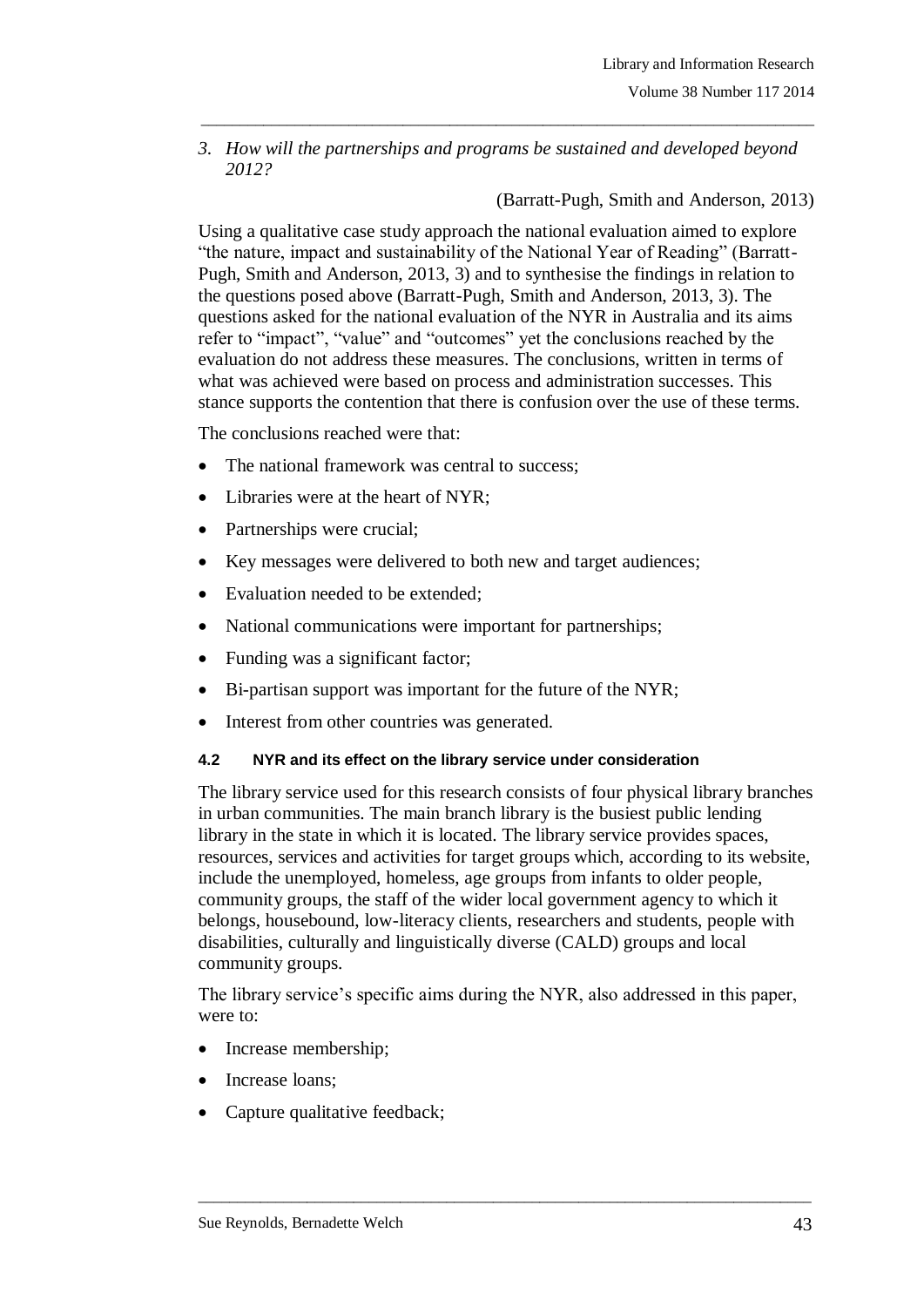*3. How will the partnerships and programs be sustained and developed beyond 2012?*

(Barratt-Pugh, Smith and Anderson, 2013)

Using a qualitative case study approach the national evaluation aimed to explore "the nature, impact and sustainability of the National Year of Reading" (Barratt-Pugh, Smith and Anderson, 2013, 3) and to synthesise the findings in relation to the questions posed above (Barratt-Pugh, Smith and Anderson, 2013, 3). The questions asked for the national evaluation of the NYR in Australia and its aims refer to "impact", "value" and "outcomes" yet the conclusions reached by the evaluation do not address these measures. The conclusions, written in terms of what was achieved were based on process and administration successes. This stance supports the contention that there is confusion over the use of these terms.

The conclusions reached were that:

- The national framework was central to success;
- Libraries were at the heart of NYR;
- Partnerships were crucial;
- Key messages were delivered to both new and target audiences;
- Evaluation needed to be extended;
- National communications were important for partnerships;
- Funding was a significant factor;
- Bi-partisan support was important for the future of the NYR;
- Interest from other countries was generated.

#### 4.2 NYR and its effect on the library service under consideration

The library service used for this research consists of four physical library branches in urban communities. The main branch library is the busiest public lending library in the state in which it is located. The library service provides spaces, resources, services and activities for target groups which, according to its website, include the unemployed, homeless, age groups from infants to older people, community groups, the staff of the wider local government agency to which it belongs, housebound, low-literacy clients, researchers and students, people with disabilities, culturally and linguistically diverse (CALD) groups and local community groups.

The library service's specific aims during the NYR, also addressed in this paper, were to:

- Increase membership;
- Increase loans;
- Capture qualitative feedback;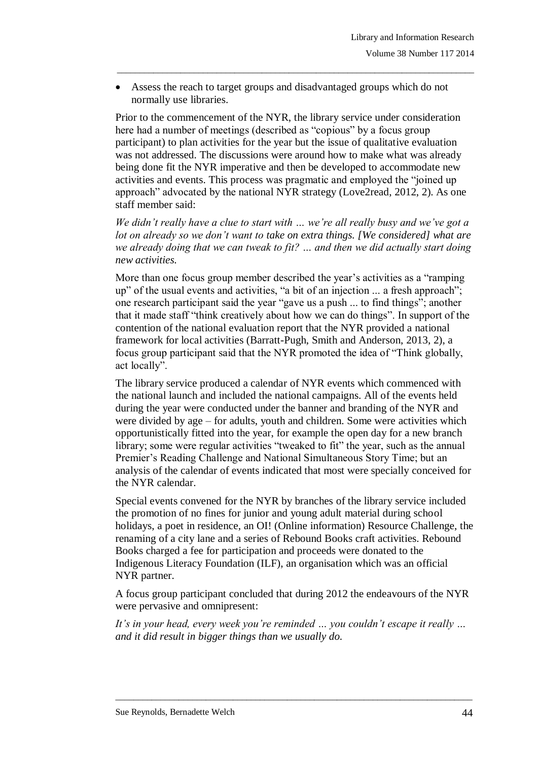- Assess the reach to target groups and disadvantaged groups which do not normally use libraries.

Prior to the commencement of the NYR, the library service under consideration here had a number of meetings (described as "copious" by a focus group participant) to plan activities for the year but the issue of qualitative evaluation was not addressed. The discussions were around how to make what was already being done fit the NYR imperative and then be developed to accommodate new activities and events. This process was pragmatic and employed the "joined up approach" advocated by the national NYR strategy (Love2read, 2012, 2). As one staff member said:

*We didn't really have a clue to start with … we're all really busy and we've got a lot on already so we don't want to take on extra things. [We considered] what are we already doing that we can tweak to fit? … and then we did actually start doing new activities.*

More than one focus group member described the year's activities as a "ramping up" of the usual events and activities, "a bit of an injection ... a fresh approach"; one research participant said the year "gave us a push ... to find things"; another that it made staff "think creatively about how we can do things". In support of the contention of the national evaluation report that the NYR provided a national framework for local activities (Barratt-Pugh, Smith and Anderson, 2013, 2), a focus group participant said that the NYR promoted the idea of "Think globally, act locally".

The library service produced a calendar of NYR events which commenced with the national launch and included the national campaigns. All of the events held during the year were conducted under the banner and branding of the NYR and were divided by age – for adults, youth and children. Some were activities which opportunistically fitted into the year, for example the open day for a new branch library; some were regular activities "tweaked to fit" the year, such as the annual Premier's Reading Challenge and National Simultaneous Story Time; but an analysis of the calendar of events indicated that most were specially conceived for the NYR calendar.

Special events convened for the NYR by branches of the library service included the promotion of no fines for junior and young adult material during school holidays, a poet in residence, an OI! (Online information) Resource Challenge, the renaming of a city lane and a series of Rebound Books craft activities. Rebound Books charged a fee for participation and proceeds were donated to the Indigenous Literacy Foundation (ILF), an organisation which was an official NYR partner.

A focus group participant concluded that during 2012 the endeavours of the NYR were pervasive and omnipresent:

*It's in your head, every week you're reminded … you couldn't escape it really … and it did result in bigger things than we usually do.*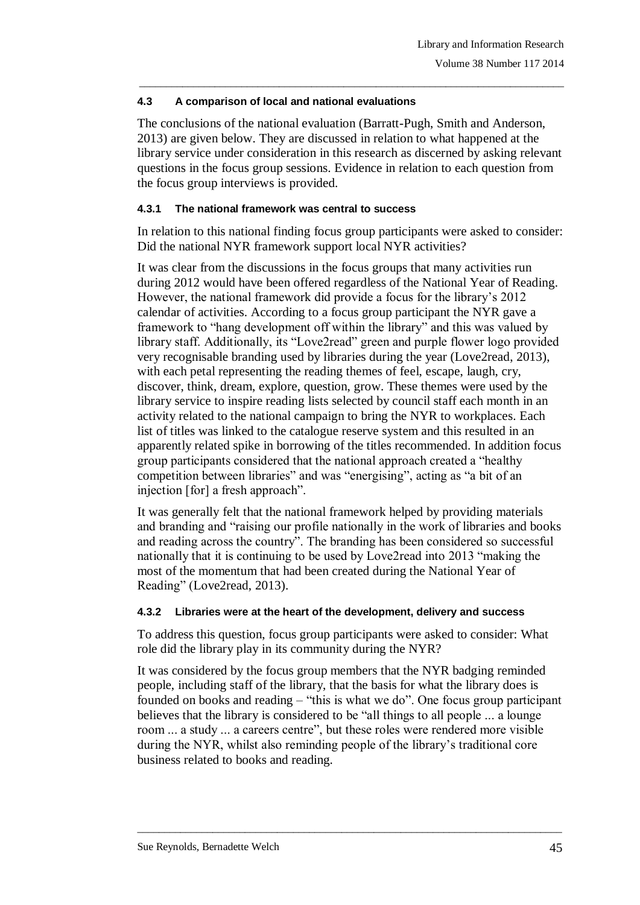### 4.3 A comparison of local and national evaluations

The conclusions of the national evaluation (Barratt-Pugh, Smith and Anderson, 2013) are given below. They are discussed in relation to what happened at the library service under consideration in this research as discerned by asking relevant questions in the focus group sessions. Evidence in relation to each question from the focus group interviews is provided.

#### 4.3.1 The national framework was central to success

In relation to this national finding focus group participants were asked to consider: Did the national NYR framework support local NYR activities?

It was clear from the discussions in the focus groups that many activities run during 2012 would have been offered regardless of the National Year of Reading. However, the national framework did provide a focus for the library's 2012 calendar of activities. According to a focus group participant the NYR gave a framework to "hang development off within the library" and this was valued by library staff. Additionally, its "Love2read" green and purple flower logo provided very recognisable branding used by libraries during the year (Love2read, 2013), with each petal representing the reading themes of feel, escape, laugh, cry, discover, think, dream, explore, question, grow. These themes were used by the library service to inspire reading lists selected by council staff each month in an activity related to the national campaign to bring the NYR to workplaces. Each list of titles was linked to the catalogue reserve system and this resulted in an apparently related spike in borrowing of the titles recommended. In addition focus group participants considered that the national approach created a "healthy competition between libraries" and was "energising", acting as "a bit of an injection [for] a fresh approach".

It was generally felt that the national framework helped by providing materials and branding and "raising our profile nationally in the work of libraries and books and reading across the country". The branding has been considered so successful nationally that it is continuing to be used by Love2read into 2013 "making the most of the momentum that had been created during the National Year of Reading" (Love2read, 2013).

#### 4.3.2 Libraries were at the heart of the development, delivery and success

To address this question, focus group participants were asked to consider: What role did the library play in its community during the NYR?

It was considered by the focus group members that the NYR badging reminded people, including staff of the library, that the basis for what the library does is founded on books and reading – "this is what we do". One focus group participant believes that the library is considered to be "all things to all people ... a lounge room ... a study ... a careers centre", but these roles were rendered more visible during the NYR, whilst also reminding people of the library's traditional core business related to books and reading.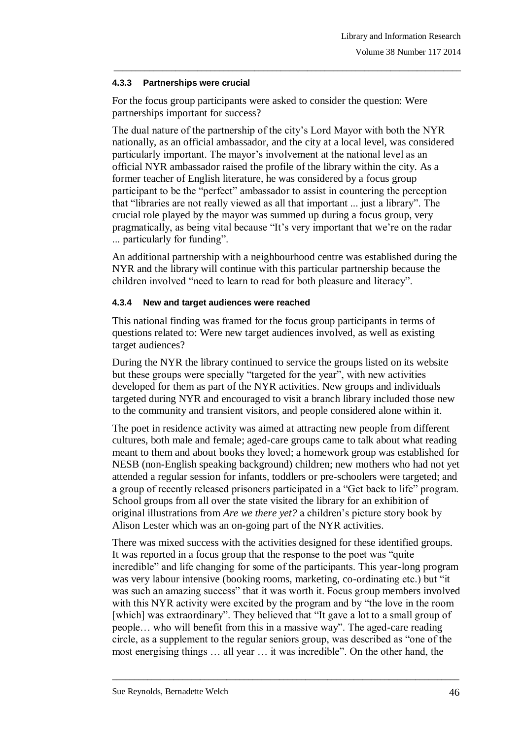#### 4.3.3 Partnerships were crucial

For the focus group participants were asked to consider the question: Were partnerships important for success?

The dual nature of the partnership of the city's Lord Mayor with both the NYR nationally, as an official ambassador, and the city at a local level, was considered particularly important. The mayor's involvement at the national level as an official NYR ambassador raised the profile of the library within the city. As a former teacher of English literature, he was considered by a focus group participant to be the "perfect" ambassador to assist in countering the perception that "libraries are not really viewed as all that important ... just a library". The crucial role played by the mayor was summed up during a focus group, very pragmatically, as being vital because "It's very important that we're on the radar ... particularly for funding".

An additional partnership with a neighbourhood centre was established during the NYR and the library will continue with this particular partnership because the children involved "need to learn to read for both pleasure and literacy".

#### 4.3.4 New and target audiences were reached

This national finding was framed for the focus group participants in terms of questions related to: Were new target audiences involved, as well as existing target audiences?

During the NYR the library continued to service the groups listed on its website but these groups were specially "targeted for the year", with new activities developed for them as part of the NYR activities. New groups and individuals targeted during NYR and encouraged to visit a branch library included those new to the community and transient visitors, and people considered alone within it.

The poet in residence activity was aimed at attracting new people from different cultures, both male and female; aged-care groups came to talk about what reading meant to them and about books they loved; a homework group was established for NESB (non-English speaking background) children; new mothers who had not yet attended a regular session for infants, toddlers or pre-schoolers were targeted; and a group of recently released prisoners participated in a "Get back to life" program. School groups from all over the state visited the library for an exhibition of original illustrations from *Are we there yet?* a children's picture story book by Alison Lester which was an on-going part of the NYR activities.

There was mixed success with the activities designed for these identified groups. It was reported in a focus group that the response to the poet was "quite incredible" and life changing for some of the participants. This year-long program was very labour intensive (booking rooms, marketing, co-ordinating etc.) but "it was such an amazing success" that it was worth it. Focus group members involved with this NYR activity were excited by the program and by "the love in the room [which] was extraordinary". They believed that "It gave a lot to a small group of people… who will benefit from this in a massive way". The aged-care reading circle, as a supplement to the regular seniors group, was described as "one of the most energising things … all year … it was incredible". On the other hand, the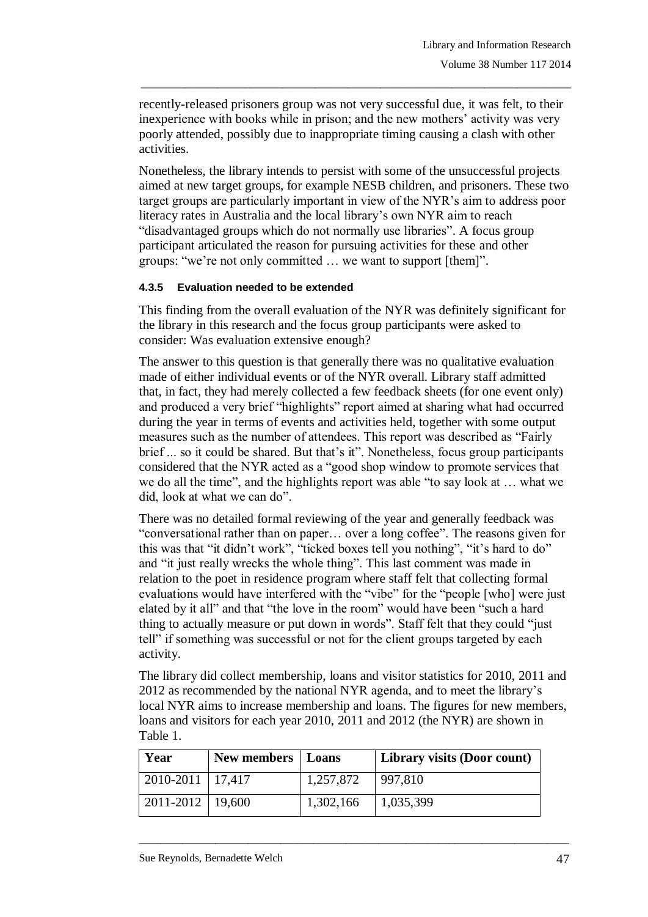recently-released prisoners group was not very successful due, it was felt, to their inexperience with books while in prison; and the new mothers' activity was very poorly attended, possibly due to inappropriate timing causing a clash with other activities.

Nonetheless, the library intends to persist with some of the unsuccessful projects aimed at new target groups, for example NESB children, and prisoners. These two target groups are particularly important in view of the NYR's aim to address poor literacy rates in Australia and the local library's own NYR aim to reach "disadvantaged groups which do not normally use libraries". A focus group participant articulated the reason for pursuing activities for these and other groups: "we're not only committed … we want to support [them]".

#### 4.3.5 Evaluation needed to be extended

This finding from the overall evaluation of the NYR was definitely significant for the library in this research and the focus group participants were asked to consider: Was evaluation extensive enough?

The answer to this question is that generally there was no qualitative evaluation made of either individual events or of the NYR overall. Library staff admitted that, in fact, they had merely collected a few feedback sheets (for one event only) and produced a very brief "highlights" report aimed at sharing what had occurred during the year in terms of events and activities held, together with some output measures such as the number of attendees. This report was described as "Fairly brief ... so it could be shared. But that's it". Nonetheless, focus group participants considered that the NYR acted as a "good shop window to promote services that we do all the time", and the highlights report was able "to say look at … what we did, look at what we can do".

There was no detailed formal reviewing of the year and generally feedback was "conversational rather than on paper… over a long coffee". The reasons given for this was that "it didn't work", "ticked boxes tell you nothing", "it's hard to do" and "it just really wrecks the whole thing". This last comment was made in relation to the poet in residence program where staff felt that collecting formal evaluations would have interfered with the "vibe" for the "people [who] were just elated by it all" and that "the love in the room" would have been "such a hard thing to actually measure or put down in words". Staff felt that they could "just tell" if something was successful or not for the client groups targeted by each activity.

The library did collect membership, loans and visitor statistics for 2010, 2011 and 2012 as recommended by the national NYR agenda, and to meet the library's local NYR aims to increase membership and loans. The figures for new members, loans and visitors for each year 2010, 2011 and 2012 (the NYR) are shown in Table 1.

| Year | New members | Loans | Library visits (Door count) |
|---|---|---|---|
| 2010-2011 | 17,417 | 1,257,872 | 997,810 |
| 2011-2012 | 19,600 | 1,302,166 | 1,035,399 |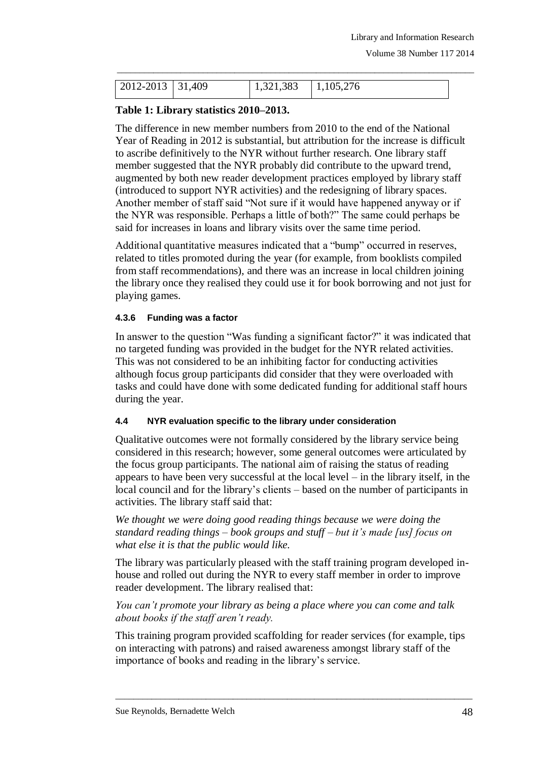| 2012-2013 | 31,409 | 1,321,383 | 1,105,276 |
|---|---|---|---|

**Table 1: Library statistics 2010–2013.**

The difference in new member numbers from 2010 to the end of the National Year of Reading in 2012 is substantial, but attribution for the increase is difficult to ascribe definitively to the NYR without further research. One library staff member suggested that the NYR probably did contribute to the upward trend, augmented by both new reader development practices employed by library staff (introduced to support NYR activities) and the redesigning of library spaces. Another member of staff said "Not sure if it would have happened anyway or if the NYR was responsible. Perhaps a little of both?" The same could perhaps be said for increases in loans and library visits over the same time period.

Additional quantitative measures indicated that a "bump" occurred in reserves, related to titles promoted during the year (for example, from booklists compiled from staff recommendations), and there was an increase in local children joining the library once they realised they could use it for book borrowing and not just for playing games.

#### 4.3.6 Funding was a factor

In answer to the question "Was funding a significant factor?" it was indicated that no targeted funding was provided in the budget for the NYR related activities. This was not considered to be an inhibiting factor for conducting activities although focus group participants did consider that they were overloaded with tasks and could have done with some dedicated funding for additional staff hours during the year.

### 4.4 NYR evaluation specific to the library under consideration

Qualitative outcomes were not formally considered by the library service being considered in this research; however, some general outcomes were articulated by the focus group participants. The national aim of raising the status of reading appears to have been very successful at the local level – in the library itself, in the local council and for the library's clients – based on the number of participants in activities. The library staff said that:

*We thought we were doing good reading things because we were doing the standard reading things – book groups and stuff – but it's made [us] focus on what else it is that the public would like.*

The library was particularly pleased with the staff training program developed in-house and rolled out during the NYR to every staff member in order to improve reader development. The library realised that:

*You can't promote your library as being a place where you can come and talk about books if the staff aren't ready.*

This training program provided scaffolding for reader services (for example, tips on interacting with patrons) and raised awareness amongst library staff of the importance of books and reading in the library's service.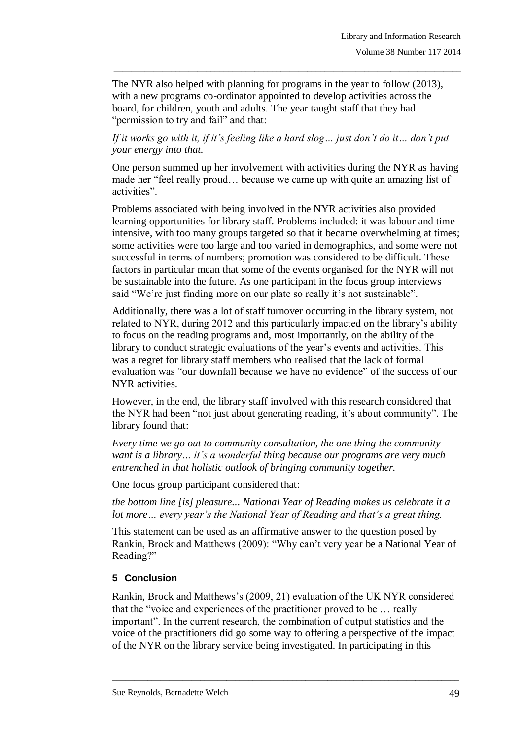The NYR also helped with planning for programs in the year to follow (2013), with a new programs co-ordinator appointed to develop activities across the board, for children, youth and adults. The year taught staff that they had "permission to try and fail" and that:

*If it works go with it, if it's feeling like a hard slog… just don't do it… don't put your energy into that.*

One person summed up her involvement with activities during the NYR as having made her "feel really proud… because we came up with quite an amazing list of activities".

Problems associated with being involved in the NYR activities also provided learning opportunities for library staff. Problems included: it was labour and time intensive, with too many groups targeted so that it became overwhelming at times; some activities were too large and too varied in demographics, and some were not successful in terms of numbers; promotion was considered to be difficult. These factors in particular mean that some of the events organised for the NYR will not be sustainable into the future. As one participant in the focus group interviews said "We're just finding more on our plate so really it's not sustainable".

Additionally, there was a lot of staff turnover occurring in the library system, not related to NYR, during 2012 and this particularly impacted on the library's ability to focus on the reading programs and, most importantly, on the ability of the library to conduct strategic evaluations of the year's events and activities. This was a regret for library staff members who realised that the lack of formal evaluation was "our downfall because we have no evidence" of the success of our NYR activities.

However, in the end, the library staff involved with this research considered that the NYR had been "not just about generating reading, it's about community". The library found that:

*Every time we go out to community consultation, the one thing the community want is a library… it's a wonderful thing because our programs are very much entrenched in that holistic outlook of bringing community together.*

One focus group participant considered that:

*the bottom line [is] pleasure... National Year of Reading makes us celebrate it a lot more… every year's the National Year of Reading and that's a great thing.*

This statement can be used as an affirmative answer to the question posed by Rankin, Brock and Matthews (2009): "Why can't very year be a National Year of Reading?"

## 5 Conclusion

Rankin, Brock and Matthews's (2009, 21) evaluation of the UK NYR considered that the "voice and experiences of the practitioner proved to be … really important". In the current research, the combination of output statistics and the voice of the practitioners did go some way to offering a perspective of the impact of the NYR on the library service being investigated. In participating in this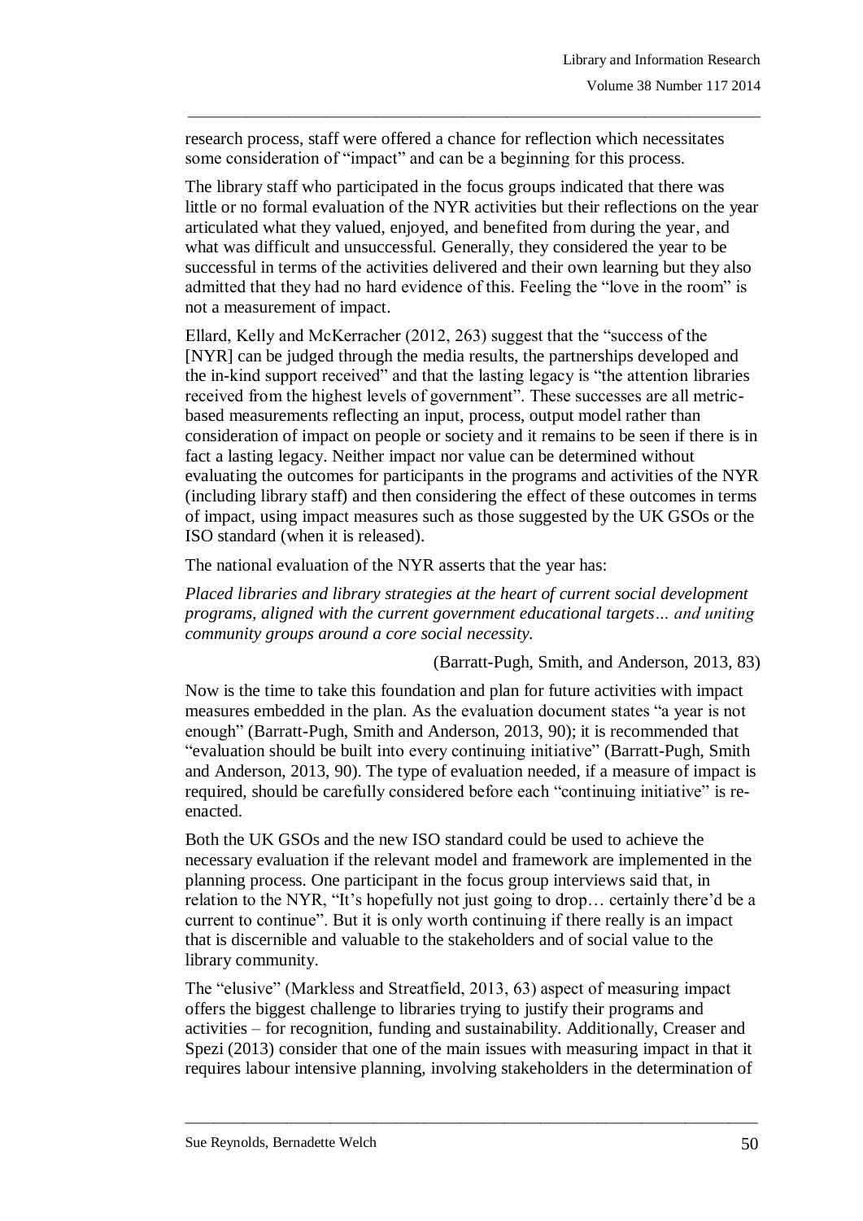research process, staff were offered a chance for reflection which necessitates some consideration of "impact" and can be a beginning for this process.

The library staff who participated in the focus groups indicated that there was little or no formal evaluation of the NYR activities but their reflections on the year articulated what they valued, enjoyed, and benefited from during the year, and what was difficult and unsuccessful. Generally, they considered the year to be successful in terms of the activities delivered and their own learning but they also admitted that they had no hard evidence of this. Feeling the "love in the room" is not a measurement of impact.

Ellard, Kelly and McKerracher (2012, 263) suggest that the "success of the [NYR] can be judged through the media results, the partnerships developed and the in-kind support received" and that the lasting legacy is "the attention libraries received from the highest levels of government". These successes are all metric-based measurements reflecting an input, process, output model rather than consideration of impact on people or society and it remains to be seen if there is in fact a lasting legacy. Neither impact nor value can be determined without evaluating the outcomes for participants in the programs and activities of the NYR (including library staff) and then considering the effect of these outcomes in terms of impact, using impact measures such as those suggested by the UK GSOs or the ISO standard (when it is released).

The national evaluation of the NYR asserts that the year has:

*Placed libraries and library strategies at the heart of current social development programs, aligned with the current government educational targets… and uniting community groups around a core social necessity.*

(Barratt-Pugh, Smith, and Anderson, 2013, 83)

Now is the time to take this foundation and plan for future activities with impact measures embedded in the plan. As the evaluation document states "a year is not enough" (Barratt-Pugh, Smith and Anderson, 2013, 90); it is recommended that "evaluation should be built into every continuing initiative" (Barratt-Pugh, Smith and Anderson, 2013, 90). The type of evaluation needed, if a measure of impact is required, should be carefully considered before each "continuing initiative" is re-enacted.

Both the UK GSOs and the new ISO standard could be used to achieve the necessary evaluation if the relevant model and framework are implemented in the planning process. One participant in the focus group interviews said that, in relation to the NYR, "It's hopefully not just going to drop… certainly there'd be a current to continue". But it is only worth continuing if there really is an impact that is discernible and valuable to the stakeholders and of social value to the library community.

The "elusive" (Markless and Streatfield, 2013, 63) aspect of measuring impact offers the biggest challenge to libraries trying to justify their programs and activities – for recognition, funding and sustainability. Additionally, Creaser and Spezi (2013) consider that one of the main issues with measuring impact in that it requires labour intensive planning, involving stakeholders in the determination of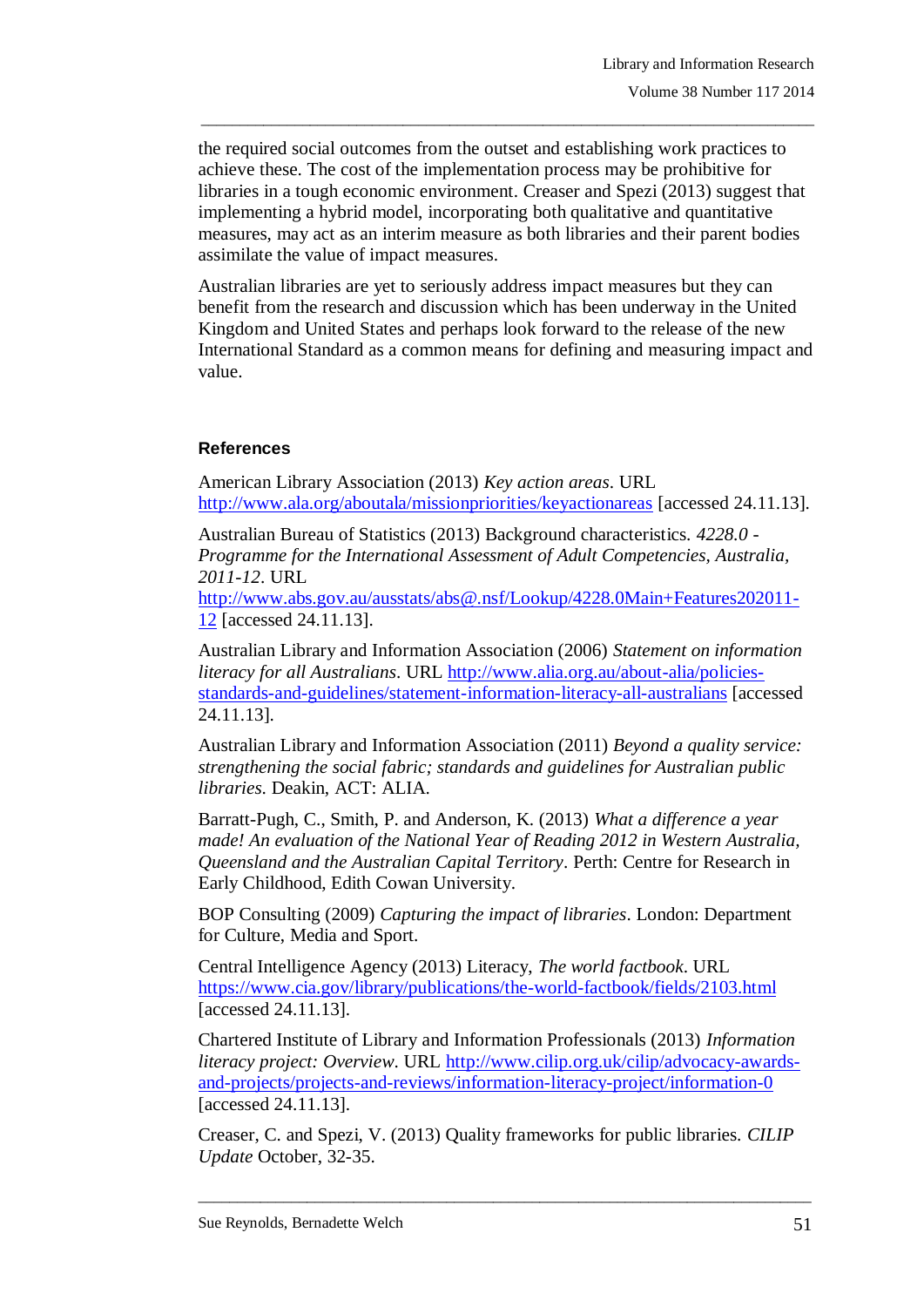the required social outcomes from the outset and establishing work practices to achieve these. The cost of the implementation process may be prohibitive for libraries in a tough economic environment. Creaser and Spezi (2013) suggest that implementing a hybrid model, incorporating both qualitative and quantitative measures, may act as an interim measure as both libraries and their parent bodies assimilate the value of impact measures.

Australian libraries are yet to seriously address impact measures but they can benefit from the research and discussion which has been underway in the United Kingdom and United States and perhaps look forward to the release of the new International Standard as a common means for defining and measuring impact and value.

## References

American Library Association (2013) *Key action areas*. URL http://www.ala.org/aboutala/missionpriorities/keyactionareas [accessed 24.11.13].

Australian Bureau of Statistics (2013) Background characteristics. *4228.0 - Programme for the International Assessment of Adult Competencies, Australia, 2011-12*. URL http://www.abs.gov.au/ausstats/abs@.nsf/Lookup/4228.0Main+Features202011-12 [accessed 24.11.13].

Australian Library and Information Association (2006) *Statement on information literacy for all Australians*. URL http://www.alia.org.au/about-alia/policies-standards-and-guidelines/statement-information-literacy-all-australians [accessed 24.11.13].

Australian Library and Information Association (2011) *Beyond a quality service: strengthening the social fabric; standards and guidelines for Australian public libraries*. Deakin, ACT: ALIA.

Barratt-Pugh, C., Smith, P. and Anderson, K. (2013) *What a difference a year made! An evaluation of the National Year of Reading 2012 in Western Australia, Queensland and the Australian Capital Territory*. Perth: Centre for Research in Early Childhood, Edith Cowan University.

BOP Consulting (2009) *Capturing the impact of libraries*. London: Department for Culture, Media and Sport.

Central Intelligence Agency (2013) Literacy, *The world factbook*. URL https://www.cia.gov/library/publications/the-world-factbook/fields/2103.html [accessed 24.11.13].

Chartered Institute of Library and Information Professionals (2013) *Information literacy project: Overview*. URL http://www.cilip.org.uk/cilip/advocacy-awards-and-projects/projects-and-reviews/information-literacy-project/information-0 [accessed 24.11.13].

Creaser, C. and Spezi, V. (2013) Quality frameworks for public libraries. *CILIP Update* October, 32-35.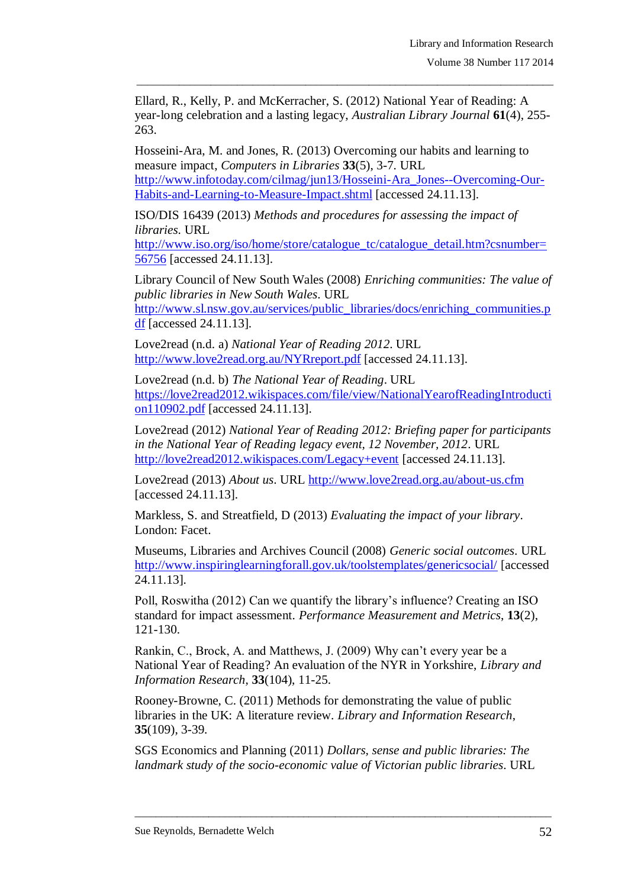Ellard, R., Kelly, P. and McKerracher, S. (2012) National Year of Reading: A year-long celebration and a lasting legacy, *Australian Library Journal* **61**(4), 255-263.

Hosseini-Ara, M. and Jones, R. (2013) Overcoming our habits and learning to measure impact, *Computers in Libraries* **33**(5), 3-7. URL http://www.infotoday.com/cilmag/jun13/Hosseini-Ara_Jones--Overcoming-Our-Habits-and-Learning-to-Measure-Impact.shtml [accessed 24.11.13].

ISO/DIS 16439 (2013) *Methods and procedures for assessing the impact of libraries*. URL http://www.iso.org/iso/home/store/catalogue_tc/catalogue_detail.htm?csnumber=56756 [accessed 24.11.13].

Library Council of New South Wales (2008) *Enriching communities: The value of public libraries in New South Wales*. URL http://www.sl.nsw.gov.au/services/public_libraries/docs/enriching_communities.pdf [accessed 24.11.13].

Love2read (n.d. a) *National Year of Reading 2012*. URL http://www.love2read.org.au/NYRreport.pdf [accessed 24.11.13].

Love2read (n.d. b) *The National Year of Reading*. URL https://love2read2012.wikispaces.com/file/view/NationalYearofReadingIntroduction110902.pdf [accessed 24.11.13].

Love2read (2012) *National Year of Reading 2012: Briefing paper for participants in the National Year of Reading legacy event, 12 November, 2012*. URL http://love2read2012.wikispaces.com/Legacy+event [accessed 24.11.13].

Love2read (2013) *About us*. URL http://www.love2read.org.au/about-us.cfm [accessed 24.11.13].

Markless, S. and Streatfield, D (2013) *Evaluating the impact of your library*. London: Facet.

Museums, Libraries and Archives Council (2008) *Generic social outcomes*. URL http://www.inspiringlearningforall.gov.uk/toolstemplates/genericsocial/ [accessed 24.11.13].

Poll, Roswitha (2012) Can we quantify the library's influence? Creating an ISO standard for impact assessment. *Performance Measurement and Metrics*, **13**(2), 121-130.

Rankin, C., Brock, A. and Matthews, J. (2009) Why can't every year be a National Year of Reading? An evaluation of the NYR in Yorkshire, *Library and Information Research*, **33**(104), 11-25.

Rooney-Browne, C. (2011) Methods for demonstrating the value of public libraries in the UK: A literature review. *Library and Information Research*, **35**(109), 3-39.

SGS Economics and Planning (2011) *Dollars, sense and public libraries: The landmark study of the socio-economic value of Victorian public libraries*. URL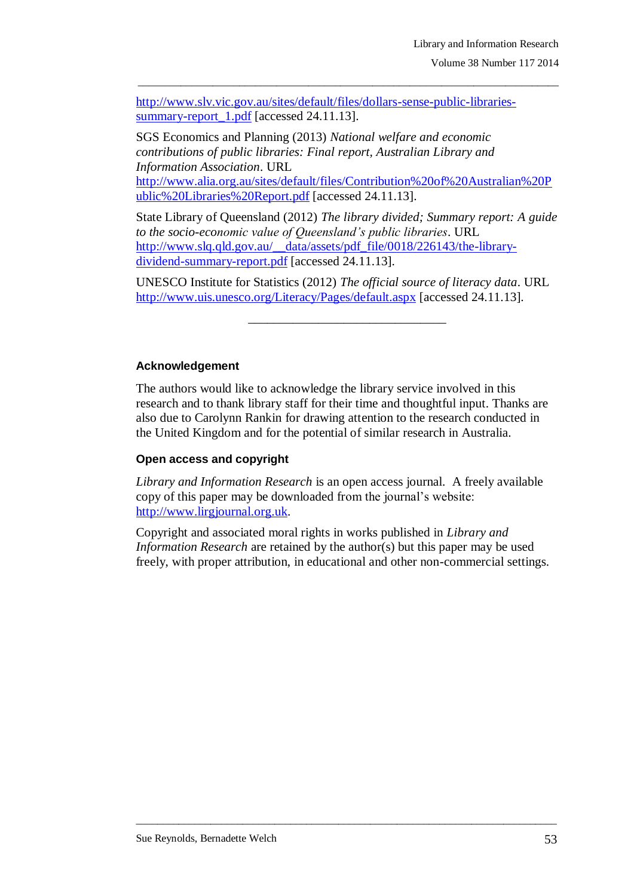http://www.slv.vic.gov.au/sites/default/files/dollars-sense-public-libraries-summary-report_1.pdf [accessed 24.11.13].

SGS Economics and Planning (2013) *National welfare and economic contributions of public libraries: Final report, Australian Library and Information Association*. URL http://www.alia.org.au/sites/default/files/Contribution%20of%20Australian%20Public%20Libraries%20Report.pdf [accessed 24.11.13].

State Library of Queensland (2012) *The library divided; Summary report: A guide to the socio-economic value of Queensland's public libraries*. URL http://www.slq.qld.gov.au/__data/assets/pdf_file/0018/226143/the-library-dividend-summary-report.pdf [accessed 24.11.13].

UNESCO Institute for Statistics (2012) *The official source of literacy data*. URL http://www.uis.unesco.org/Literacy/Pages/default.aspx [accessed 24.11.13].

---

### Acknowledgement

The authors would like to acknowledge the library service involved in this research and to thank library staff for their time and thoughtful input. Thanks are also due to Carolynn Rankin for drawing attention to the research conducted in the United Kingdom and for the potential of similar research in Australia.

### Open access and copyright

*Library and Information Research* is an open access journal. A freely available copy of this paper may be downloaded from the journal's website: http://www.lirgjournal.org.uk.

Copyright and associated moral rights in works published in *Library and Information Research* are retained by the author(s) but this paper may be used freely, with proper attribution, in educational and other non-commercial settings.